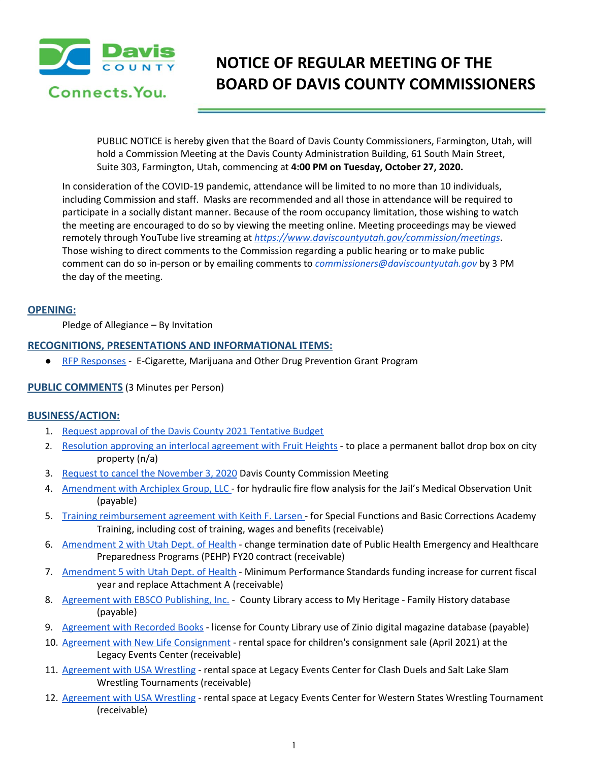# NOTICE OF REGULAR MEETING OF THE BOARD OF DAVIS COUNTY COMMISSIONERS

PUBLIC NOTICE is hereby given that the Board of Davis County Commissioners, Farmington, Utah, will hold a Commission Meeting at the Davis County Administration Building, 61 South Main Street, Suite 303, Farmington, Utah, commencing at **4:00 PM on Tuesday, October 27, 2020.**

In consideration of the COVID-19 pandemic, attendance will be limited to no more than 10 individuals, including Commission and staff. Masks are recommended and all those in attendance will be required to participate in a socially distant manner. Because of the room occupancy limitation, those wishing to watch the meeting are encouraged to do so by viewing the meeting online. Meeting proceedings may be viewed remotely through YouTube live streaming at *https://www.daviscountyutah.gov/commission/meetings*. Those wishing to direct comments to the Commission regarding a public hearing or to make public comment can do so in-person or by emailing comments to *commissioners@daviscountyutah.gov* by 3 PM the day of the meeting.

## OPENING:

Pledge of Allegiance – By Invitation

## RECOGNITIONS, PRESENTATIONS AND INFORMATIONAL ITEMS:

- RFP Responses - E-Cigarette, Marijuana and Other Drug Prevention Grant Program

## PUBLIC COMMENTS (3 Minutes per Person)

## BUSINESS/ACTION:

1. Request approval of the Davis County 2021 Tentative Budget
2. Resolution approving an interlocal agreement with Fruit Heights - to place a permanent ballot drop box on city property (n/a)
3. Request to cancel the November 3, 2020 Davis County Commission Meeting
4. Amendment with Archiplex Group, LLC - for hydraulic fire flow analysis for the Jail's Medical Observation Unit (payable)
5. Training reimbursement agreement with Keith F. Larsen - for Special Functions and Basic Corrections Academy Training, including cost of training, wages and benefits (receivable)
6. Amendment 2 with Utah Dept. of Health - change termination date of Public Health Emergency and Healthcare Preparedness Programs (PEHP) FY20 contract (receivable)
7. Amendment 5 with Utah Dept. of Health - Minimum Performance Standards funding increase for current fiscal year and replace Attachment A (receivable)
8. Agreement with EBSCO Publishing, Inc. - County Library access to My Heritage - Family History database (payable)
9. Agreement with Recorded Books - license for County Library use of Zinio digital magazine database (payable)
10. Agreement with New Life Consignment - rental space for children's consignment sale (April 2021) at the Legacy Events Center (receivable)
11. Agreement with USA Wrestling - rental space at Legacy Events Center for Clash Duels and Salt Lake Slam Wrestling Tournaments (receivable)
12. Agreement with USA Wrestling - rental space at Legacy Events Center for Western States Wrestling Tournament (receivable)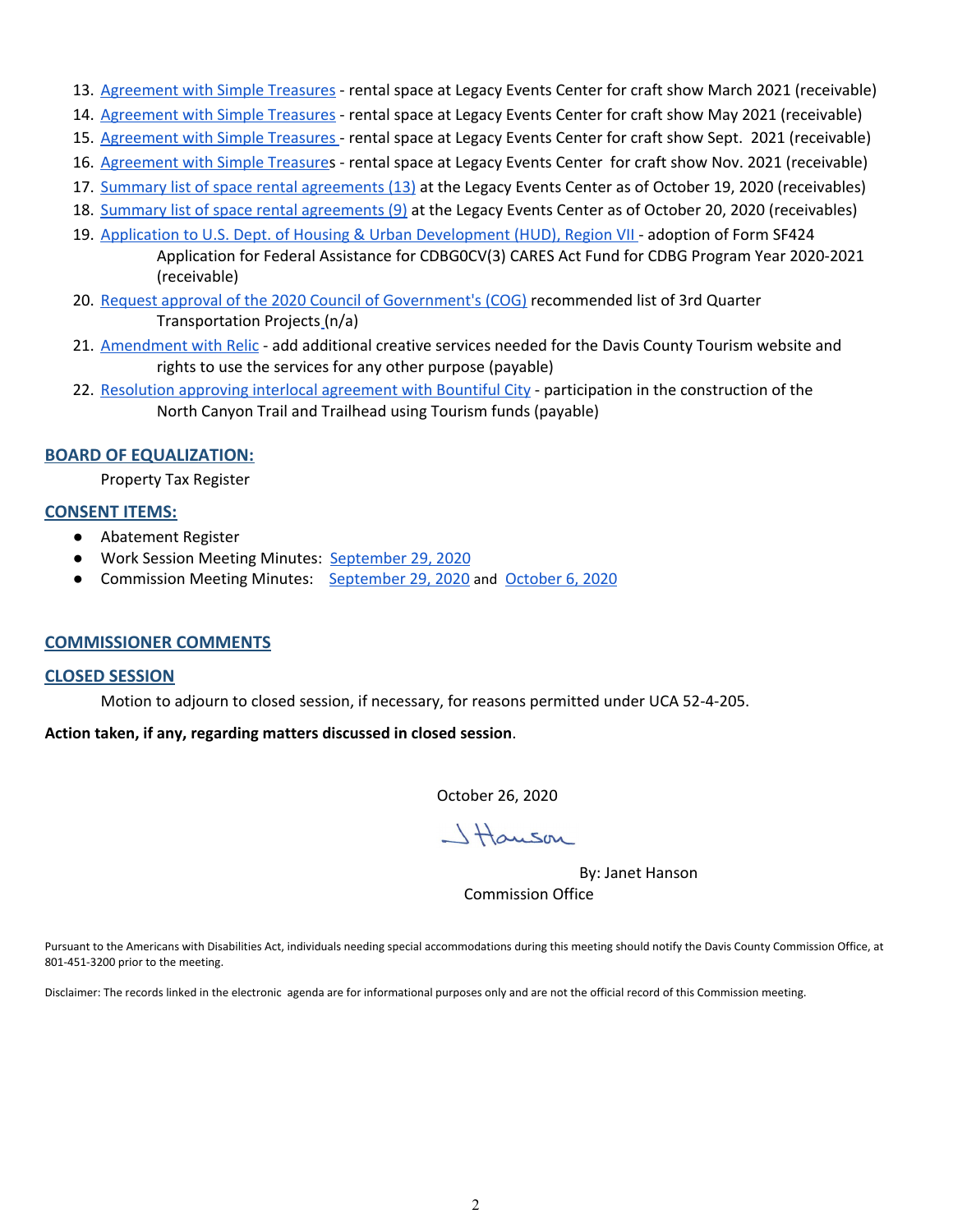13. Agreement with Simple Treasures - rental space at Legacy Events Center for craft show March 2021 (receivable)
14. Agreement with Simple Treasures - rental space at Legacy Events Center for craft show May 2021 (receivable)
15. Agreement with Simple Treasures - rental space at Legacy Events Center for craft show Sept. 2021 (receivable)
16. Agreement with Simple Treasures - rental space at Legacy Events Center for craft show Nov. 2021 (receivable)
17. Summary list of space rental agreements (13) at the Legacy Events Center as of October 19, 2020 (receivables)
18. Summary list of space rental agreements (9) at the Legacy Events Center as of October 20, 2020 (receivables)
19. Application to U.S. Dept. of Housing & Urban Development (HUD), Region VII - adoption of Form SF424 Application for Federal Assistance for CDBG0CV(3) CARES Act Fund for CDBG Program Year 2020-2021 (receivable)
20. Request approval of the 2020 Council of Government's (COG) recommended list of 3rd Quarter Transportation Projects (n/a)
21. Amendment with Relic - add additional creative services needed for the Davis County Tourism website and rights to use the services for any other purpose (payable)
22. Resolution approving interlocal agreement with Bountiful City - participation in the construction of the North Canyon Trail and Trailhead using Tourism funds (payable)

## BOARD OF EQUALIZATION:

Property Tax Register

## CONSENT ITEMS:

- Abatement Register
- Work Session Meeting Minutes: September 29, 2020
- Commission Meeting Minutes: September 29, 2020 and October 6, 2020

## COMMISSIONER COMMENTS

## CLOSED SESSION

Motion to adjourn to closed session, if necessary, for reasons permitted under UCA 52-4-205.

**Action taken, if any, regarding matters discussed in closed session**.

October 26, 2020

J Hanson

By: Janet Hanson
Commission Office

Pursuant to the Americans with Disabilities Act, individuals needing special accommodations during this meeting should notify the Davis County Commission Office, at 801-451-3200 prior to the meeting.

Disclaimer: The records linked in the electronic agenda are for informational purposes only and are not the official record of this Commission meeting.